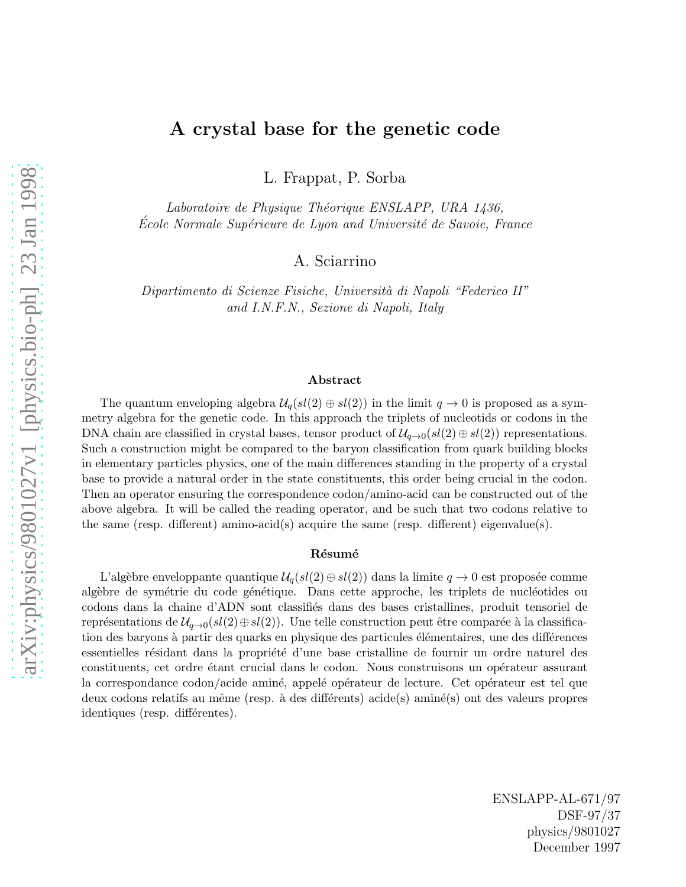# A crystal base for the genetic code

L. Frappat, P. Sorba

*Laboratoire de Physique Théorique ENSLAPP, URA 1436,*
*École Normale Supérieure de Lyon and Université de Savoie, France*

A. Sciarrino

*Dipartimento di Scienze Fisiche, Università di Napoli "Federico II"*
*and I.N.F.N., Sezione di Napoli, Italy*

## Abstract

The quantum enveloping algebra $\mathcal{U}_q(sl(2) \oplus sl(2))$ in the limit $q \to 0$ is proposed as a symmetry algebra for the genetic code. In this approach the triplets of nucleotids or codons in the DNA chain are classified in crystal bases, tensor product of $\mathcal{U}_{q \to 0}(sl(2) \oplus sl(2))$ representations. Such a construction might be compared to the baryon classification from quark building blocks in elementary particles physics, one of the main differences standing in the property of a crystal base to provide a natural order in the state constituents, this order being crucial in the codon. Then an operator ensuring the correspondence codon/amino-acid can be constructed out of the above algebra. It will be called the reading operator, and be such that two codons relative to the same (resp. different) amino-acid(s) acquire the same (resp. different) eigenvalue(s).

## Résumé

L'algèbre enveloppante quantique $\mathcal{U}_q(sl(2) \oplus sl(2))$ dans la limite $q \to 0$ est proposée comme algèbre de symétrie du code génétique. Dans cette approche, les triplets de nucléotides ou codons dans la chaine d'ADN sont classifiés dans des bases cristallines, produit tensoriel de représentations de $\mathcal{U}_{q \to 0}(sl(2) \oplus sl(2))$. Une telle construction peut être comparée à la classification des baryons à partir des quarks en physique des particules élémentaires, une des différences essentielles résidant dans la propriété d'une base cristalline de fournir un ordre naturel des constituents, cet ordre étant crucial dans le codon. Nous construisons un opérateur assurant la correspondance codon/acide aminé, appelé opérateur de lecture. Cet opérateur est tel que deux codons relatifs au même (resp. à des différents) acide(s) aminé(s) ont des valeurs propres identiques (resp. différentes).

arXiv:physics/9801027v1 [physics.bio-ph] 23 Jan 1998

ENSLAPP-AL-671/97
DSF-97/37
physics/9801027
December 1997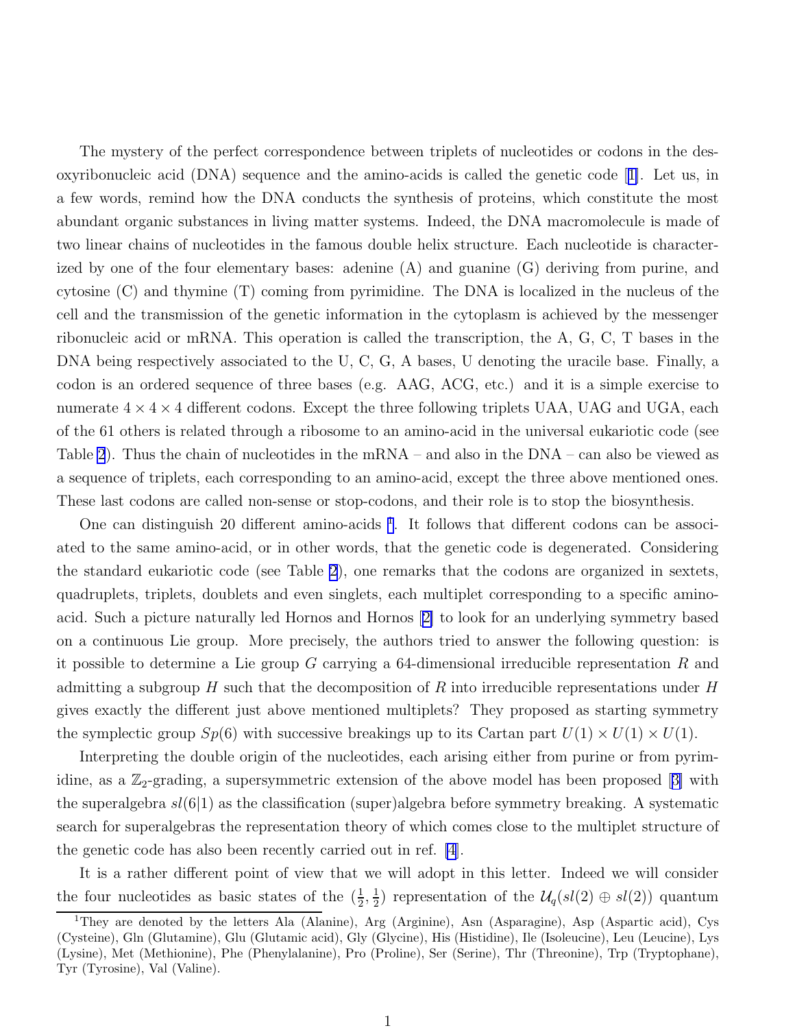The mystery of the perfect correspondence between triplets of nucleotides or codons in the desoxyribonucleic acid (DNA) sequence and the amino-acids is called the genetic code [1]. Let us, in a few words, remind how the DNA conducts the synthesis of proteins, which constitute the most abundant organic substances in living matter systems. Indeed, the DNA macromolecule is made of two linear chains of nucleotides in the famous double helix structure. Each nucleotide is characterized by one of the four elementary bases: adenine (A) and guanine (G) deriving from purine, and cytosine (C) and thymine (T) coming from pyrimidine. The DNA is localized in the nucleus of the cell and the transmission of the genetic information in the cytoplasm is achieved by the messenger ribonucleic acid or mRNA. This operation is called the transcription, the A, G, C, T bases in the DNA being respectively associated to the U, C, G, A bases, U denoting the uracile base. Finally, a codon is an ordered sequence of three bases (e.g. AAG, ACG, etc.) and it is a simple exercise to numerate $4 \times 4 \times 4$ different codons. Except the three following triplets UAA, UAG and UGA, each of the 61 others is related through a ribosome to an amino-acid in the universal eukariotic code (see Table 2). Thus the chain of nucleotides in the mRNA – and also in the DNA – can also be viewed as a sequence of triplets, each corresponding to an amino-acid, except the three above mentioned ones. These last codons are called non-sense or stop-codons, and their role is to stop the biosynthesis.

One can distinguish 20 different amino-acids [1]. It follows that different codons can be associated to the same amino-acid, or in other words, that the genetic code is degenerated. Considering the standard eukariotic code (see Table 2), one remarks that the codons are organized in sextets, quadruplets, triplets, doublets and even singlets, each multiplet corresponding to a specific amino-acid. Such a picture naturally led Hornos and Hornos [2] to look for an underlying symmetry based on a continuous Lie group. More precisely, the authors tried to answer the following question: is it possible to determine a Lie group $G$ carrying a 64-dimensional irreducible representation $R$ and admitting a subgroup $H$ such that the decomposition of $R$ into irreducible representations under $H$ gives exactly the different just above mentioned multiplets? They proposed as starting symmetry the symplectic group $Sp(6)$ with successive breakings up to its Cartan part $U(1) \times U(1) \times U(1)$.

Interpreting the double origin of the nucleotides, each arising either from purine or from pyrimidine, as a $\mathbb{Z}_2$-grading, a supersymmetric extension of the above model has been proposed [3] with the superalgebra $sl(6|1)$ as the classification (super)algebra before symmetry breaking. A systematic search for superalgebras the representation theory of which comes close to the multiplet structure of the genetic code has also been recently carried out in ref. [4].

It is a rather different point of view that we will adopt in this letter. Indeed we will consider the four nucleotides as basic states of the $(\frac{1}{2}, \frac{1}{2})$ representation of the $\mathcal{U}_q(sl(2) \oplus sl(2))$ quantum

[1] They are denoted by the letters Ala (Alanine), Arg (Arginine), Asn (Asparagine), Asp (Aspartic acid), Cys (Cysteine), Gln (Glutamine), Glu (Glutamic acid), Gly (Glycine), His (Histidine), Ile (Isoleucine), Leu (Leucine), Lys (Lysine), Met (Methionine), Phe (Phenylalanine), Pro (Proline), Ser (Serine), Thr (Threonine), Trp (Tryptophane), Tyr (Tyrosine), Val (Valine).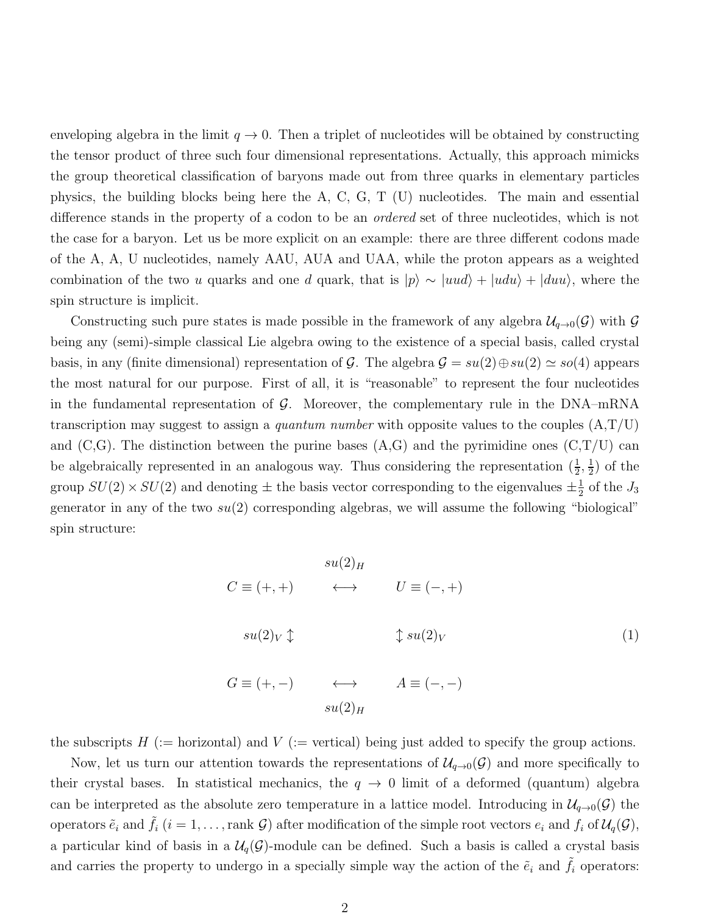enveloping algebra in the limit $q \to 0$. Then a triplet of nucleotides will be obtained by constructing the tensor product of three such four dimensional representations. Actually, this approach mimicks the group theoretical classification of baryons made out from three quarks in elementary particles physics, the building blocks being here the A, C, G, T (U) nucleotides. The main and essential difference stands in the property of a codon to be an *ordered* set of three nucleotides, which is not the case for a baryon. Let us be more explicit on an example: there are three different codons made of the A, A, U nucleotides, namely AAU, AUA and UAA, while the proton appears as a weighted combination of the two $u$ quarks and one $d$ quark, that is $|p\rangle \sim |uud\rangle + |udu\rangle + |duu\rangle$, where the spin structure is implicit.

Constructing such pure states is made possible in the framework of any algebra $\mathcal{U}_{q\to 0}(\mathcal{G})$ with $\mathcal{G}$ being any (semi)-simple classical Lie algebra owing to the existence of a special basis, called crystal basis, in any (finite dimensional) representation of $\mathcal{G}$. The algebra $\mathcal{G} = su(2) \oplus su(2) \simeq so(4)$ appears the most natural for our purpose. First of all, it is "reasonable" to represent the four nucleotides in the fundamental representation of $\mathcal{G}$. Moreover, the complementary rule in the DNA–mRNA transcription may suggest to assign a *quantum number* with opposite values to the couples (A,T/U) and (C,G). The distinction between the purine bases (A,G) and the pyrimidine ones (C,T/U) can be algebraically represented in an analogous way. Thus considering the representation $(\frac{1}{2}, \frac{1}{2})$ of the group $SU(2) \times SU(2)$ and denoting $\pm$ the basis vector corresponding to the eigenvalues $\pm\frac{1}{2}$ of the $J_3$ generator in any of the two $su(2)$ corresponding algebras, we will assume the following "biological" spin structure:

$$
\begin{array}{ccc}
 & su(2)_H & \\
C \equiv (+,+) & \longleftrightarrow & U \equiv (-,+) \\
 & & \\
su(2)_V \updownarrow & & \updownarrow su(2)_V \\
 & & \\
G \equiv (+,-) & \longleftrightarrow & A \equiv (-,-) \\
 & su(2)_H &
\end{array}
\tag{1}
$$

the subscripts $H$ (:= horizontal) and $V$ (:= vertical) being just added to specify the group actions.

Now, let us turn our attention towards the representations of $\mathcal{U}_{q\to 0}(\mathcal{G})$ and more specifically to their crystal bases. In statistical mechanics, the $q \to 0$ limit of a deformed (quantum) algebra can be interpreted as the absolute zero temperature in a lattice model. Introducing in $\mathcal{U}_{q\to 0}(\mathcal{G})$ the operators $\tilde{e}_i$ and $\tilde{f}_i$ ($i = 1, \ldots, \text{rank } \mathcal{G}$) after modification of the simple root vectors $e_i$ and $f_i$ of $\mathcal{U}_q(\mathcal{G})$, a particular kind of basis in a $\mathcal{U}_q(\mathcal{G})$-module can be defined. Such a basis is called a crystal basis and carries the property to undergo in a specially simple way the action of the $\tilde{e}_i$ and $\tilde{f}_i$ operators: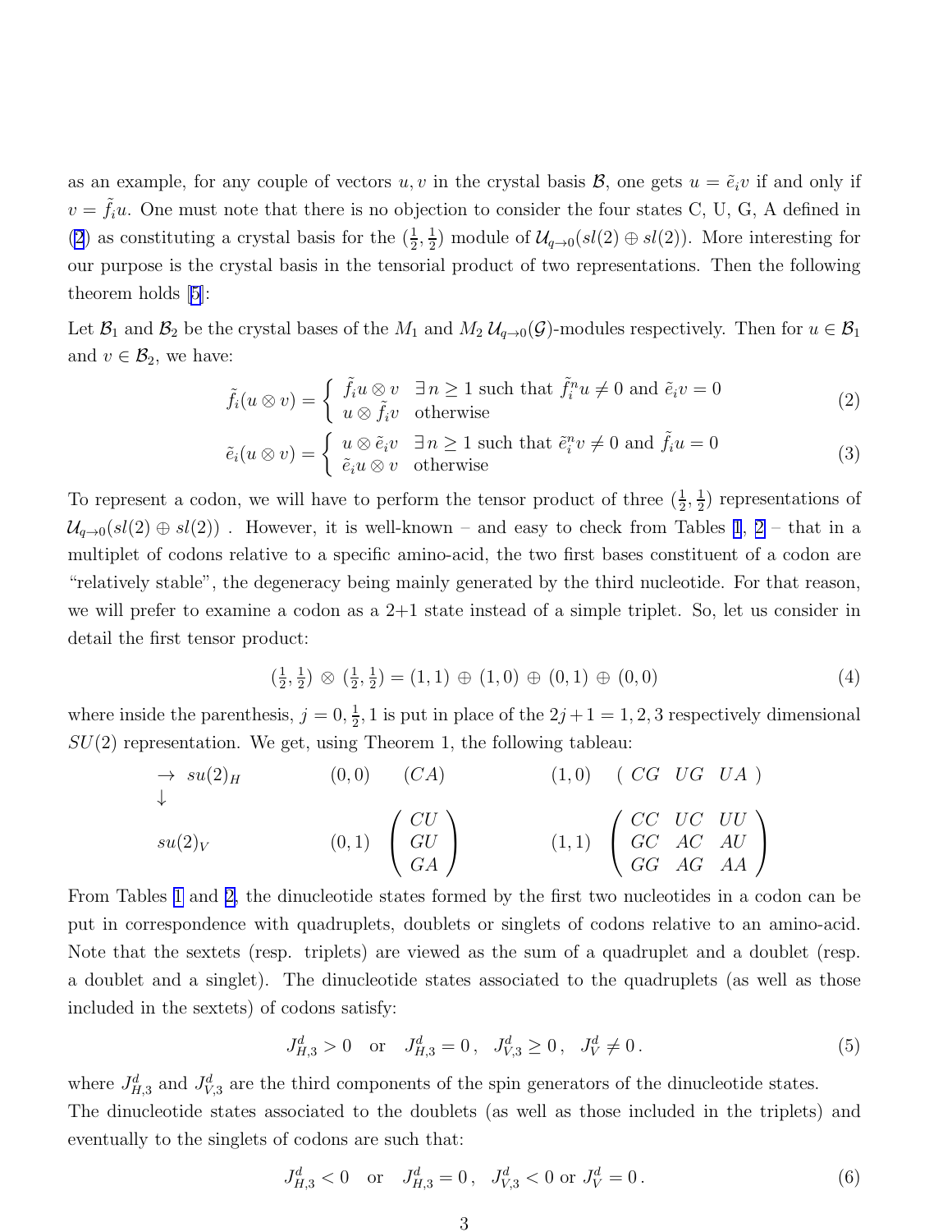as an example, for any couple of vectors $u, v$ in the crystal basis $\mathcal{B}$, one gets $u = \tilde{e}_i v$ if and only if $v = \tilde{f}_i u$. One must note that there is no objection to consider the four states C, U, G, A defined in (2) as constituting a crystal basis for the $(\frac{1}{2}, \frac{1}{2})$ module of $\mathcal{U}_{q\to 0}(sl(2) \oplus sl(2))$. More interesting for our purpose is the crystal basis in the tensorial product of two representations. Then the following theorem holds [5]:

Let $\mathcal{B}_1$ and $\mathcal{B}_2$ be the crystal bases of the $M_1$ and $M_2$ $\mathcal{U}_{q\to 0}(\mathcal{G})$-modules respectively. Then for $u \in \mathcal{B}_1$ and $v \in \mathcal{B}_2$, we have:

$$\tilde{f}_i(u \otimes v) = \begin{cases} \tilde{f}_i u \otimes v & \exists\, n \geq 1 \text{ such that } \tilde{f}_i^n u \neq 0 \text{ and } \tilde{e}_i v = 0 \\ u \otimes \tilde{f}_i v & \text{otherwise} \end{cases} \tag{2}$$

$$\tilde{e}_i(u \otimes v) = \begin{cases} u \otimes \tilde{e}_i v & \exists\, n \geq 1 \text{ such that } \tilde{e}_i^n v \neq 0 \text{ and } \tilde{f}_i u = 0 \\ \tilde{e}_i u \otimes v & \text{otherwise} \end{cases} \tag{3}$$

To represent a codon, we will have to perform the tensor product of three $(\frac{1}{2}, \frac{1}{2})$ representations of $\mathcal{U}_{q\to 0}(sl(2) \oplus sl(2))$ . However, it is well-known – and easy to check from Tables 1, 2 – that in a multiplet of codons relative to a specific amino-acid, the two first bases constituent of a codon are "relatively stable", the degeneracy being mainly generated by the third nucleotide. For that reason, we will prefer to examine a codon as a 2+1 state instead of a simple triplet. So, let us consider in detail the first tensor product:

$$(\tfrac{1}{2}, \tfrac{1}{2}) \otimes (\tfrac{1}{2}, \tfrac{1}{2}) = (1,1) \oplus (1,0) \oplus (0,1) \oplus (0,0) \tag{4}$$

where inside the parenthesis, $j = 0, \frac{1}{2}, 1$ is put in place of the $2j+1 = 1, 2, 3$ respectively dimensional $SU(2)$ representation. We get, using Theorem 1, the following tableau:

$$\begin{array}{lllll}
\rightarrow \; su(2)_H & (0,0) & (CA) & (1,0) & (\; CG \;\; UG \;\; UA \;) \\
\downarrow & & & & \\
su(2)_V & (0,1) & \begin{pmatrix} CU \\ GU \\ GA \end{pmatrix} & (1,1) & \begin{pmatrix} CC & UC & UU \\ GC & AC & AU \\ GG & AG & AA \end{pmatrix}
\end{array}$$

From Tables 1 and 2, the dinucleotide states formed by the first two nucleotides in a codon can be put in correspondence with quadruplets, doublets or singlets of codons relative to an amino-acid. Note that the sextets (resp. triplets) are viewed as the sum of a quadruplet and a doublet (resp. a doublet and a singlet). The dinucleotide states associated to the quadruplets (as well as those included in the sextets) of codons satisfy:

$$J_{H,3}^d > 0 \quad \text{or} \quad J_{H,3}^d = 0\,, \;\; J_{V,3}^d \geq 0\,, \;\; J_V^d \neq 0\,. \tag{5}$$

where $J_{H,3}^d$ and $J_{V,3}^d$ are the third components of the spin generators of the dinucleotide states.
The dinucleotide states associated to the doublets (as well as those included in the triplets) and eventually to the singlets of codons are such that:

$$J_{H,3}^d < 0 \quad \text{or} \quad J_{H,3}^d = 0\,, \;\; J_{V,3}^d < 0 \text{ or } J_V^d = 0\,. \tag{6}$$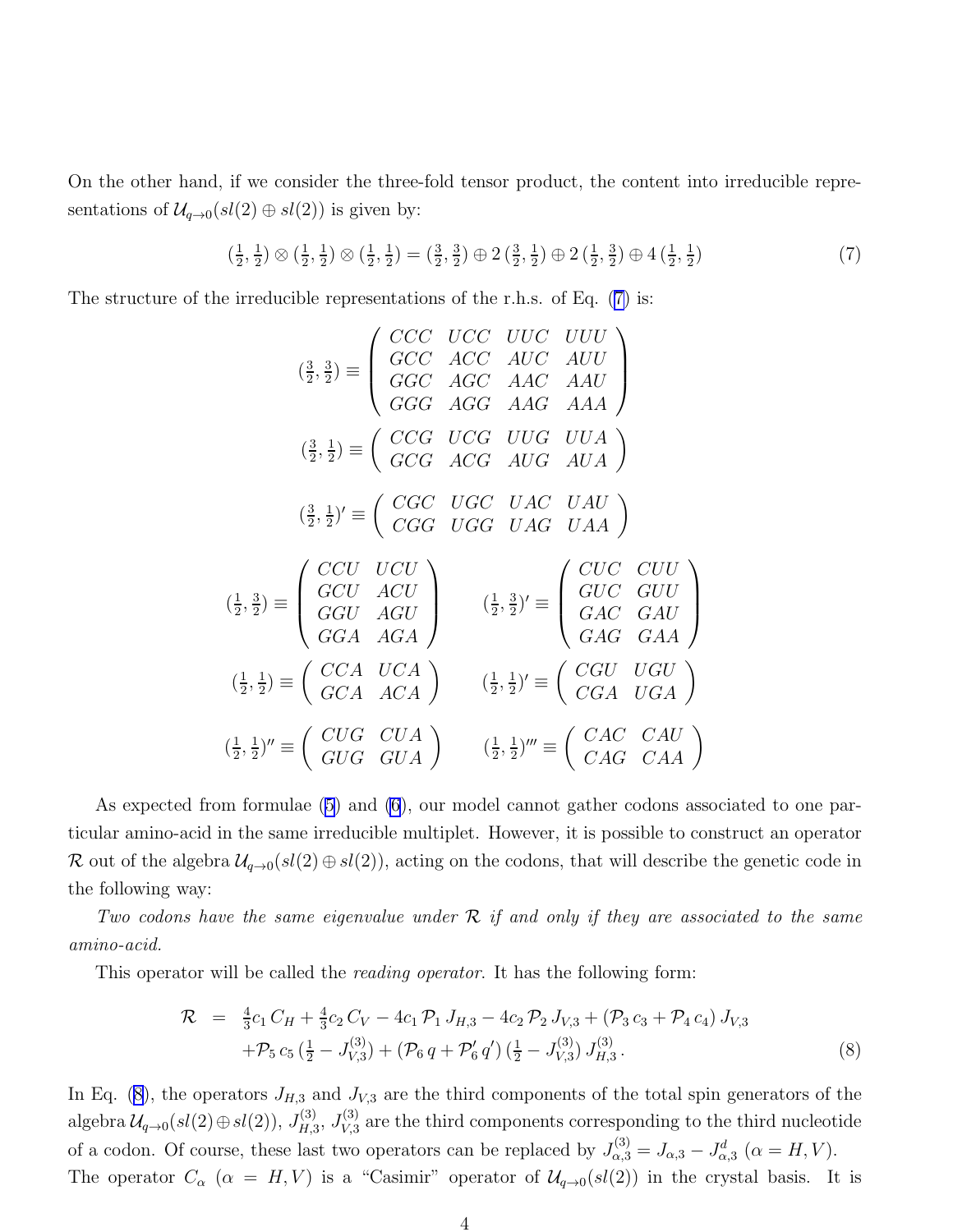On the other hand, if we consider the three-fold tensor product, the content into irreducible representations of $\mathcal{U}_{q\to 0}(sl(2)\oplus sl(2))$ is given by:

$$(\tfrac{1}{2},\tfrac{1}{2})\otimes(\tfrac{1}{2},\tfrac{1}{2})\otimes(\tfrac{1}{2},\tfrac{1}{2}) = (\tfrac{3}{2},\tfrac{3}{2})\oplus 2\,(\tfrac{3}{2},\tfrac{1}{2})\oplus 2\,(\tfrac{1}{2},\tfrac{3}{2})\oplus 4\,(\tfrac{1}{2},\tfrac{1}{2}) \tag{7}$$

The structure of the irreducible representations of the r.h.s. of Eq. (7) is:

$$(\tfrac{3}{2},\tfrac{3}{2}) \equiv \begin{pmatrix} CCC & UCC & UUC & UUU \\ GCC & ACC & AUC & AUU \\ GGC & AGC & AAC & AAU \\ GGG & AGG & AAG & AAA \end{pmatrix}$$

$$(\tfrac{3}{2},\tfrac{1}{2}) \equiv \begin{pmatrix} CCG & UCG & UUG & UUA \\ GCG & ACG & AUG & AUA \end{pmatrix}$$

$$(\tfrac{3}{2},\tfrac{1}{2})' \equiv \begin{pmatrix} CGC & UGC & UAC & UAU \\ CGG & UGG & UAG & UAA \end{pmatrix}$$

$$(\tfrac{1}{2},\tfrac{3}{2}) \equiv \begin{pmatrix} CCU & UCU \\ GCU & ACU \\ GGU & AGU \\ GGA & AGA \end{pmatrix} \qquad (\tfrac{1}{2},\tfrac{3}{2})' \equiv \begin{pmatrix} CUC & CUU \\ GUC & GUU \\ GAC & GAU \\ GAG & GAA \end{pmatrix}$$

$$(\tfrac{1}{2},\tfrac{1}{2}) \equiv \begin{pmatrix} CCA & UCA \\ GCA & ACA \end{pmatrix} \qquad (\tfrac{1}{2},\tfrac{1}{2})' \equiv \begin{pmatrix} CGU & UGU \\ CGA & UGA \end{pmatrix}$$

$$(\tfrac{1}{2},\tfrac{1}{2})'' \equiv \begin{pmatrix} CUG & CUA \\ GUG & GUA \end{pmatrix} \qquad (\tfrac{1}{2},\tfrac{1}{2})''' \equiv \begin{pmatrix} CAC & CAU \\ CAG & CAA \end{pmatrix}$$

As expected from formulae (5) and (6), our model cannot gather codons associated to one particular amino-acid in the same irreducible multiplet. However, it is possible to construct an operator $\mathcal{R}$ out of the algebra $\mathcal{U}_{q\to 0}(sl(2)\oplus sl(2))$, acting on the codons, that will describe the genetic code in the following way:

*Two codons have the same eigenvalue under $\mathcal{R}$ if and only if they are associated to the same amino-acid.*

This operator will be called the *reading operator*. It has the following form:

$$\begin{aligned}
\mathcal{R} \;=\;& \tfrac{4}{3}c_1\, C_H + \tfrac{4}{3}c_2\, C_V - 4c_1\, \mathcal{P}_1\, J_{H,3} - 4c_2\, \mathcal{P}_2\, J_{V,3} + (\mathcal{P}_3\, c_3 + \mathcal{P}_4\, c_4)\, J_{V,3} \\
& + \mathcal{P}_5\, c_5\, (\tfrac{1}{2} - J_{V,3}^{(3)}) + (\mathcal{P}_6\, q + \mathcal{P}_6'\, q')\, (\tfrac{1}{2} - J_{V,3}^{(3)})\, J_{H,3}^{(3)}\,.
\end{aligned} \tag{8}$$

In Eq. (8), the operators $J_{H,3}$ and $J_{V,3}$ are the third components of the total spin generators of the algebra $\mathcal{U}_{q\to 0}(sl(2)\oplus sl(2))$, $J_{H,3}^{(3)}$, $J_{V,3}^{(3)}$ are the third components corresponding to the third nucleotide of a codon. Of course, these last two operators can be replaced by $J_{\alpha,3}^{(3)} = J_{\alpha,3} - J_{\alpha,3}^{d}$ ($\alpha = H, V$). The operator $C_\alpha$ ($\alpha = H, V$) is a "Casimir" operator of $\mathcal{U}_{q\to 0}(sl(2))$ in the crystal basis. It is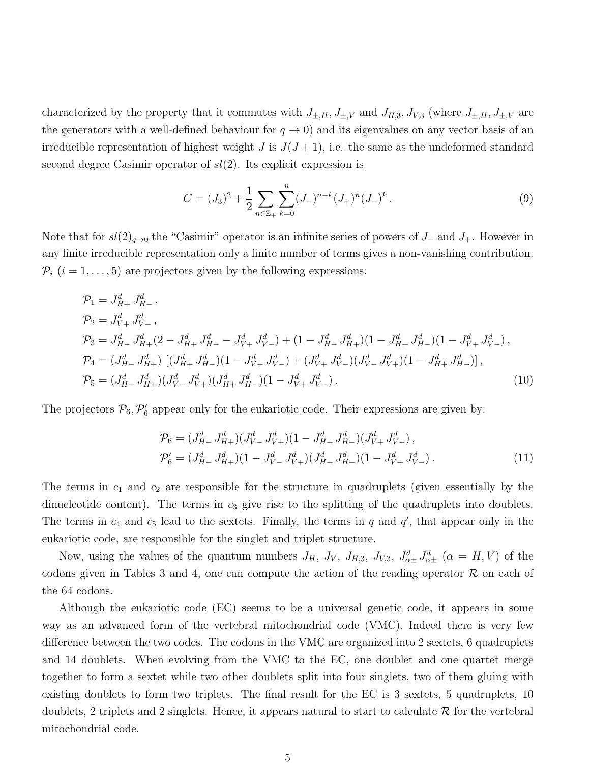characterized by the property that it commutes with $J_{\pm,H}$, $J_{\pm,V}$ and $J_{H,3}, J_{V,3}$ (where $J_{\pm,H}, J_{\pm,V}$ are the generators with a well-defined behaviour for $q \to 0$) and its eigenvalues on any vector basis of an irreducible representation of highest weight $J$ is $J(J+1)$, i.e. the same as the undeformed standard second degree Casimir operator of $sl(2)$. Its explicit expression is

$$C = (J_3)^2 + \frac{1}{2} \sum_{n \in \mathbb{Z}_+} \sum_{k=0}^{n} (J_-)^{n-k} (J_+)^n (J_-)^k \,. \tag{9}$$

Note that for $sl(2)_{q\to 0}$ the "Casimir" operator is an infinite series of powers of $J_-$ and $J_+$. However in any finite irreducible representation only a finite number of terms gives a non-vanishing contribution. $\mathcal{P}_i$ $(i = 1, \ldots, 5)$ are projectors given by the following expressions:

$$\begin{aligned}
\mathcal{P}_1 &= J^d_{H+}\, J^d_{H-} \,, \\
\mathcal{P}_2 &= J^d_{V+}\, J^d_{V-} \,, \\
\mathcal{P}_3 &= J^d_{H-}\, J^d_{H+}(2 - J^d_{H+}\, J^d_{H-} - J^d_{V+}\, J^d_{V-}) + (1 - J^d_{H-}\, J^d_{H+})(1 - J^d_{H+}\, J^d_{H-})(1 - J^d_{V+}\, J^d_{V-}) \,, \\
\mathcal{P}_4 &= (J^d_{H-}\, J^d_{H+}) \left[ (J^d_{H+}\, J^d_{H-})(1 - J^d_{V+}\, J^d_{V-}) + (J^d_{V+}\, J^d_{V-})(J^d_{V-}\, J^d_{V+})(1 - J^d_{H+}\, J^d_{H-}) \right] , \\
\mathcal{P}_5 &= (J^d_{H-}\, J^d_{H+})(J^d_{V-}\, J^d_{V+})(J^d_{H+}\, J^d_{H-})(1 - J^d_{V+}\, J^d_{V-}) \,.
\end{aligned} \tag{10}$$

The projectors $\mathcal{P}_6, \mathcal{P}'_6$ appear only for the eukariotic code. Their expressions are given by:

$$\begin{aligned}
\mathcal{P}_6 &= (J^d_{H-}\, J^d_{H+})(J^d_{V-}\, J^d_{V+})(1 - J^d_{H+}\, J^d_{H-})(J^d_{V+}\, J^d_{V-}) \,, \\
\mathcal{P}'_6 &= (J^d_{H-}\, J^d_{H+})(1 - J^d_{V-}\, J^d_{V+})(J^d_{H+}\, J^d_{H-})(1 - J^d_{V+}\, J^d_{V-}) \,.
\end{aligned} \tag{11}$$

The terms in $c_1$ and $c_2$ are responsible for the structure in quadruplets (given essentially by the dinucleotide content). The terms in $c_3$ give rise to the splitting of the quadruplets into doublets. The terms in $c_4$ and $c_5$ lead to the sextets. Finally, the terms in $q$ and $q'$, that appear only in the eukariotic code, are responsible for the singlet and triplet structure.

Now, using the values of the quantum numbers $J_H$, $J_V$, $J_{H,3}$, $J_{V,3}$, $J^d_{\alpha\pm}\, J^d_{\alpha\pm}$ $(\alpha = H, V)$ of the codons given in Tables 3 and 4, one can compute the action of the reading operator $\mathcal{R}$ on each of the 64 codons.

Although the eukariotic code (EC) seems to be a universal genetic code, it appears in some way as an advanced form of the vertebral mitochondrial code (VMC). Indeed there is very few difference between the two codes. The codons in the VMC are organized into 2 sextets, 6 quadruplets and 14 doublets. When evolving from the VMC to the EC, one doublet and one quartet merge together to form a sextet while two other doublets split into four singlets, two of them gluing with existing doublets to form two triplets. The final result for the EC is 3 sextets, 5 quadruplets, 10 doublets, 2 triplets and 2 singlets. Hence, it appears natural to start to calculate $\mathcal{R}$ for the vertebral mitochondrial code.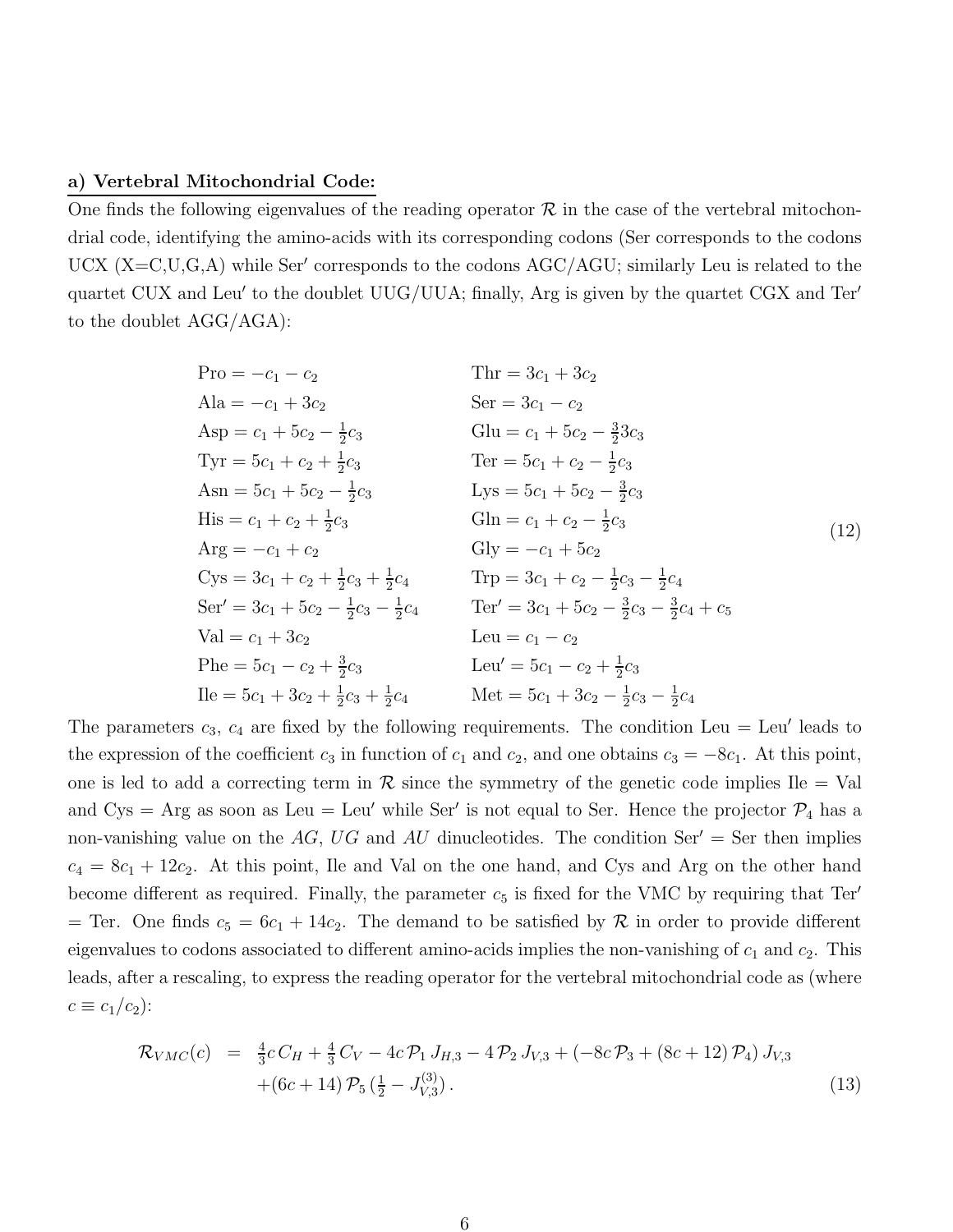**a) Vertebral Mitochondrial Code:**

One finds the following eigenvalues of the reading operator $\mathcal{R}$ in the case of the vertebral mitochondrial code, identifying the amino-acids with its corresponding codons (Ser corresponds to the codons UCX (X=C,U,G,A) while Ser′ corresponds to the codons AGC/AGU; similarly Leu is related to the quartet CUX and Leu′ to the doublet UUG/UUA; finally, Arg is given by the quartet CGX and Ter′ to the doublet AGG/AGA):

$$
\begin{array}{ll}
\text{Pro} = -c_1 - c_2 & \text{Thr} = 3c_1 + 3c_2 \\
\text{Ala} = -c_1 + 3c_2 & \text{Ser} = 3c_1 - c_2 \\
\text{Asp} = c_1 + 5c_2 - \frac{1}{2}c_3 & \text{Glu} = c_1 + 5c_2 - \frac{3}{2}3c_3 \\
\text{Tyr} = 5c_1 + c_2 + \frac{1}{2}c_3 & \text{Ter} = 5c_1 + c_2 - \frac{1}{2}c_3 \\
\text{Asn} = 5c_1 + 5c_2 - \frac{1}{2}c_3 & \text{Lys} = 5c_1 + 5c_2 - \frac{3}{2}c_3 \\
\text{His} = c_1 + c_2 + \frac{1}{2}c_3 & \text{Gln} = c_1 + c_2 - \frac{1}{2}c_3 \\
\text{Arg} = -c_1 + c_2 & \text{Gly} = -c_1 + 5c_2 \\
\text{Cys} = 3c_1 + c_2 + \frac{1}{2}c_3 + \frac{1}{2}c_4 & \text{Trp} = 3c_1 + c_2 - \frac{1}{2}c_3 - \frac{1}{2}c_4 \\
\text{Ser}' = 3c_1 + 5c_2 - \frac{1}{2}c_3 - \frac{1}{2}c_4 & \text{Ter}' = 3c_1 + 5c_2 - \frac{3}{2}c_3 - \frac{3}{2}c_4 + c_5 \\
\text{Val} = c_1 + 3c_2 & \text{Leu} = c_1 - c_2 \\
\text{Phe} = 5c_1 - c_2 + \frac{3}{2}c_3 & \text{Leu}' = 5c_1 - c_2 + \frac{1}{2}c_3 \\
\text{Ile} = 5c_1 + 3c_2 + \frac{1}{2}c_3 + \frac{1}{2}c_4 & \text{Met} = 5c_1 + 3c_2 - \frac{1}{2}c_3 - \frac{1}{2}c_4
\end{array}
\tag{12}
$$

The parameters $c_3$, $c_4$ are fixed by the following requirements. The condition Leu = Leu′ leads to the expression of the coefficient $c_3$ in function of $c_1$ and $c_2$, and one obtains $c_3 = -8c_1$. At this point, one is led to add a correcting term in $\mathcal{R}$ since the symmetry of the genetic code implies Ile = Val and Cys = Arg as soon as Leu = Leu′ while Ser′ is not equal to Ser. Hence the projector $\mathcal{P}_4$ has a non-vanishing value on the $AG$, $UG$ and $AU$ dinucleotides. The condition Ser′ = Ser then implies $c_4 = 8c_1 + 12c_2$. At this point, Ile and Val on the one hand, and Cys and Arg on the other hand become different as required. Finally, the parameter $c_5$ is fixed for the VMC by requiring that Ter′ = Ter. One finds $c_5 = 6c_1 + 14c_2$. The demand to be satisfied by $\mathcal{R}$ in order to provide different eigenvalues to codons associated to different amino-acids implies the non-vanishing of $c_1$ and $c_2$. This leads, after a rescaling, to express the reading operator for the vertebral mitochondrial code as (where $c \equiv c_1/c_2$):

$$
\begin{aligned}
\mathcal{R}_{VMC}(c) \;=\; & \tfrac{4}{3}c\,C_H + \tfrac{4}{3}\,C_V - 4c\,\mathcal{P}_1\,J_{H,3} - 4\,\mathcal{P}_2\,J_{V,3} + \left(-8c\,\mathcal{P}_3 + (8c+12)\,\mathcal{P}_4\right) J_{V,3} \\
& + (6c+14)\,\mathcal{P}_5\,(\tfrac{1}{2} - J_{V,3}^{(3)})\,.
\end{aligned}
\tag{13}
$$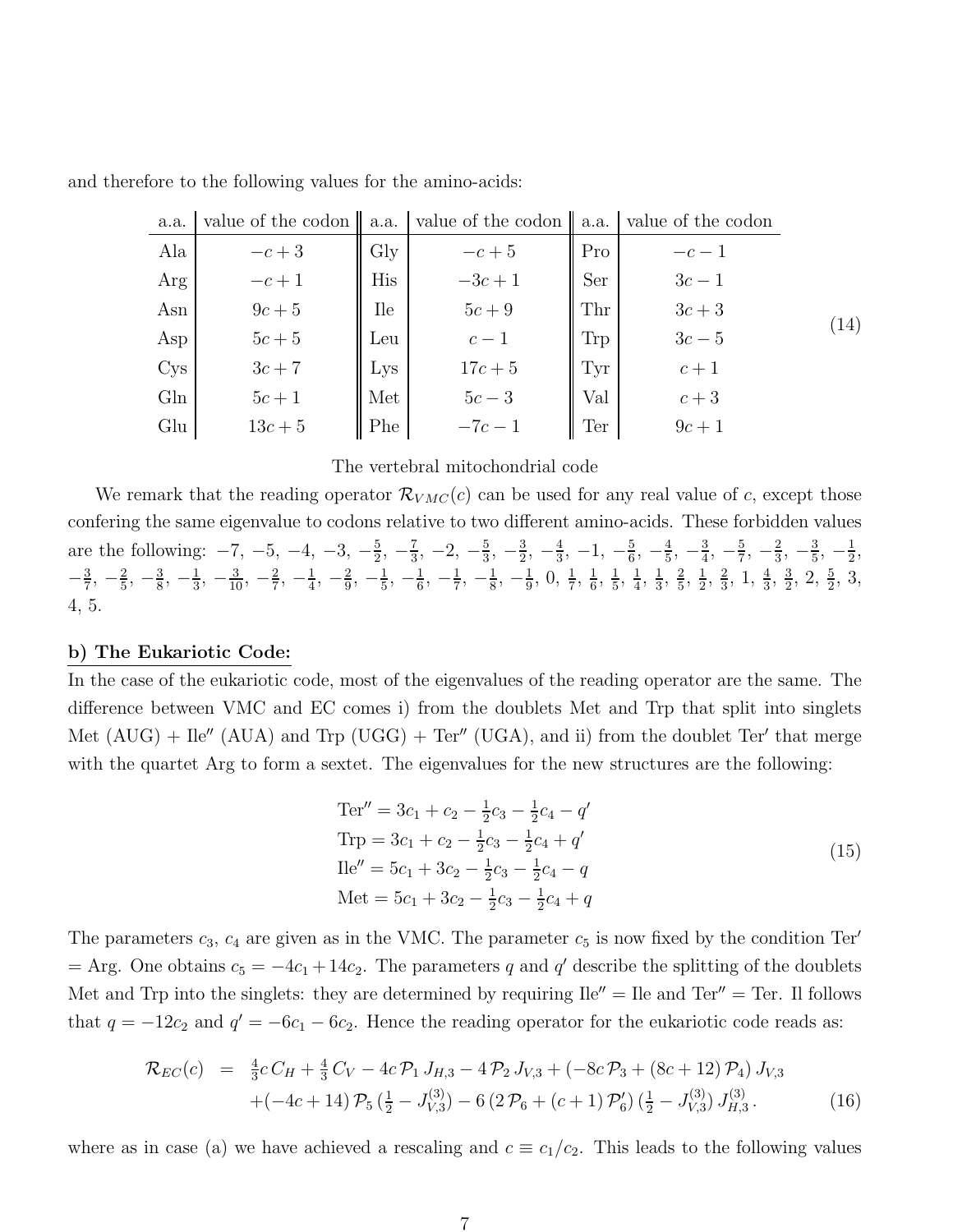and therefore to the following values for the amino-acids:

| a.a. | value of the codon | a.a. | value of the codon | a.a. | value of the codon |
|---|---|---|---|---|---|
| Ala | $-c+3$ | Gly | $-c+5$ | Pro | $-c-1$ |
| Arg | $-c+1$ | His | $-3c+1$ | Ser | $3c-1$ |
| Asn | $9c+5$ | Ile | $5c+9$ | Thr | $3c+3$ |
| Asp | $5c+5$ | Leu | $c-1$ | Trp | $3c-5$ |
| Cys | $3c+7$ | Lys | $17c+5$ | Tyr | $c+1$ |
| Gln | $5c+1$ | Met | $5c-3$ | Val | $c+3$ |
| Glu | $13c+5$ | Phe | $-7c-1$ | Ter | $9c+1$ |

(14)

The vertebral mitochondrial code

We remark that the reading operator $\mathcal{R}_{VMC}(c)$ can be used for any real value of $c$, except those confering the same eigenvalue to codons relative to two different amino-acids. These forbidden values are the following: $-7$, $-5$, $-4$, $-3$, $-\frac{5}{2}$, $-\frac{7}{3}$, $-2$, $-\frac{5}{3}$, $-\frac{3}{2}$, $-\frac{4}{3}$, $-1$, $-\frac{5}{6}$, $-\frac{4}{5}$, $-\frac{3}{4}$, $-\frac{5}{7}$, $-\frac{2}{3}$, $-\frac{3}{5}$, $-\frac{1}{2}$, $-\frac{3}{7}$, $-\frac{2}{5}$, $-\frac{3}{8}$, $-\frac{1}{3}$, $-\frac{3}{10}$, $-\frac{2}{7}$, $-\frac{1}{4}$, $-\frac{2}{9}$, $-\frac{1}{5}$, $-\frac{1}{6}$, $-\frac{1}{7}$, $-\frac{1}{8}$, $-\frac{1}{9}$, $0$, $\frac{1}{7}$, $\frac{1}{6}$, $\frac{1}{5}$, $\frac{1}{4}$, $\frac{1}{3}$, $\frac{2}{5}$, $\frac{1}{2}$, $\frac{2}{3}$, $1$, $\frac{4}{3}$, $\frac{3}{2}$, $2$, $\frac{5}{2}$, $3$, $4$, $5$.

**b) The Eukariotic Code:**

In the case of the eukariotic code, most of the eigenvalues of the reading operator are the same. The difference between VMC and EC comes i) from the doublets Met and Trp that split into singlets Met (AUG) + Ile$''$ (AUA) and Trp (UGG) + Ter$''$ (UGA), and ii) from the doublet Ter$'$ that merge with the quartet Arg to form a sextet. The eigenvalues for the new structures are the following:

$$
\begin{array}{l}
\text{Ter}'' = 3c_1 + c_2 - \frac{1}{2}c_3 - \frac{1}{2}c_4 - q' \\
\text{Trp} = 3c_1 + c_2 - \frac{1}{2}c_3 - \frac{1}{2}c_4 + q' \\
\text{Ile}'' = 5c_1 + 3c_2 - \frac{1}{2}c_3 - \frac{1}{2}c_4 - q \\
\text{Met} = 5c_1 + 3c_2 - \frac{1}{2}c_3 - \frac{1}{2}c_4 + q
\end{array}
\tag{15}
$$

The parameters $c_3$, $c_4$ are given as in the VMC. The parameter $c_5$ is now fixed by the condition Ter$'$ = Arg. One obtains $c_5 = -4c_1 + 14c_2$. The parameters $q$ and $q'$ describe the splitting of the doublets Met and Trp into the singlets: they are determined by requiring Ile$''$ = Ile and Ter$''$ = Ter. Il follows that $q = -12c_2$ and $q' = -6c_1 - 6c_2$. Hence the reading operator for the eukariotic code reads as:

$$
\begin{aligned}
\mathcal{R}_{EC}(c) &= \tfrac{4}{3}c\, C_H + \tfrac{4}{3}\, C_V - 4c\, \mathcal{P}_1\, J_{H,3} - 4\, \mathcal{P}_2\, J_{V,3} + (-8c\, \mathcal{P}_3 + (8c+12)\, \mathcal{P}_4)\, J_{V,3} \\
&\quad + (-4c+14)\, \mathcal{P}_5\, (\tfrac{1}{2} - J_{V,3}^{(3)}) - 6\, (2\, \mathcal{P}_6 + (c+1)\, \mathcal{P}_6')\, (\tfrac{1}{2} - J_{V,3}^{(3)})\, J_{H,3}^{(3)} \,.
\end{aligned}
\tag{16}
$$

where as in case (a) we have achieved a rescaling and $c \equiv c_1/c_2$. This leads to the following values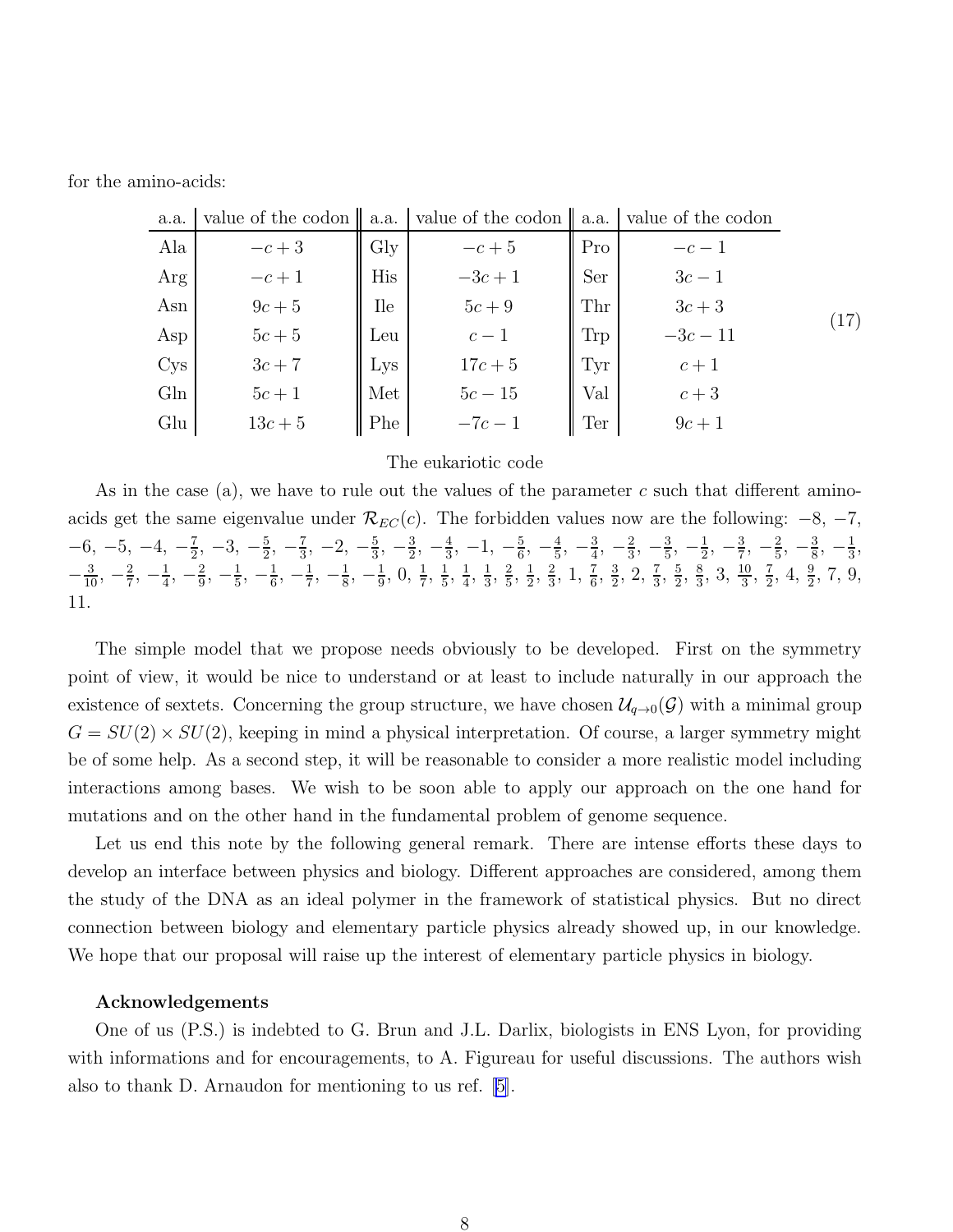for the amino-acids:

| a.a. | value of the codon | a.a. | value of the codon | a.a. | value of the codon |
|---|---|---|---|---|---|
| Ala | $-c+3$ | Gly | $-c+5$ | Pro | $-c-1$ |
| Arg | $-c+1$ | His | $-3c+1$ | Ser | $3c-1$ |
| Asn | $9c+5$ | Ile | $5c+9$ | Thr | $3c+3$ |
| Asp | $5c+5$ | Leu | $c-1$ | Trp | $-3c-11$ |
| Cys | $3c+7$ | Lys | $17c+5$ | Tyr | $c+1$ |
| Gln | $5c+1$ | Met | $5c-15$ | Val | $c+3$ |
| Glu | $13c+5$ | Phe | $-7c-1$ | Ter | $9c+1$ |

(17)

The eukariotic code

As in the case (a), we have to rule out the values of the parameter $c$ such that different amino-acids get the same eigenvalue under $\mathcal{R}_{EC}(c)$. The forbidden values now are the following: $-8$, $-7$, $-6$, $-5$, $-4$, $-\frac{7}{2}$, $-3$, $-\frac{5}{2}$, $-\frac{7}{3}$, $-2$, $-\frac{5}{3}$, $-\frac{3}{2}$, $-\frac{4}{3}$, $-1$, $-\frac{5}{6}$, $-\frac{4}{5}$, $-\frac{3}{4}$, $-\frac{2}{3}$, $-\frac{3}{5}$, $-\frac{1}{2}$, $-\frac{3}{7}$, $-\frac{2}{5}$, $-\frac{3}{8}$, $-\frac{1}{3}$, $-\frac{3}{10}$, $-\frac{2}{7}$, $-\frac{1}{4}$, $-\frac{2}{9}$, $-\frac{1}{5}$, $-\frac{1}{6}$, $-\frac{1}{7}$, $-\frac{1}{8}$, $-\frac{1}{9}$, $0$, $\frac{1}{7}$, $\frac{1}{5}$, $\frac{1}{4}$, $\frac{1}{3}$, $\frac{2}{5}$, $\frac{1}{2}$, $\frac{2}{3}$, $1$, $\frac{7}{6}$, $\frac{3}{2}$, $2$, $\frac{7}{3}$, $\frac{5}{2}$, $\frac{8}{3}$, $3$, $\frac{10}{3}$, $\frac{7}{2}$, $4$, $\frac{9}{2}$, $7$, $9$, $11$.

The simple model that we propose needs obviously to be developed. First on the symmetry point of view, it would be nice to understand or at least to include naturally in our approach the existence of sextets. Concerning the group structure, we have chosen $\mathcal{U}_{q\to 0}(\mathcal{G})$ with a minimal group $G = SU(2) \times SU(2)$, keeping in mind a physical interpretation. Of course, a larger symmetry might be of some help. As a second step, it will be reasonable to consider a more realistic model including interactions among bases. We wish to be soon able to apply our approach on the one hand for mutations and on the other hand in the fundamental problem of genome sequence.

Let us end this note by the following general remark. There are intense efforts these days to develop an interface between physics and biology. Different approaches are considered, among them the study of the DNA as an ideal polymer in the framework of statistical physics. But no direct connection between biology and elementary particle physics already showed up, in our knowledge. We hope that our proposal will raise up the interest of elementary particle physics in biology.

**Acknowledgements**

One of us (P.S.) is indebted to G. Brun and J.L. Darlix, biologists in ENS Lyon, for providing with informations and for encouragements, to A. Figureau for useful discussions. The authors wish also to thank D. Arnaudon for mentioning to us ref. [5].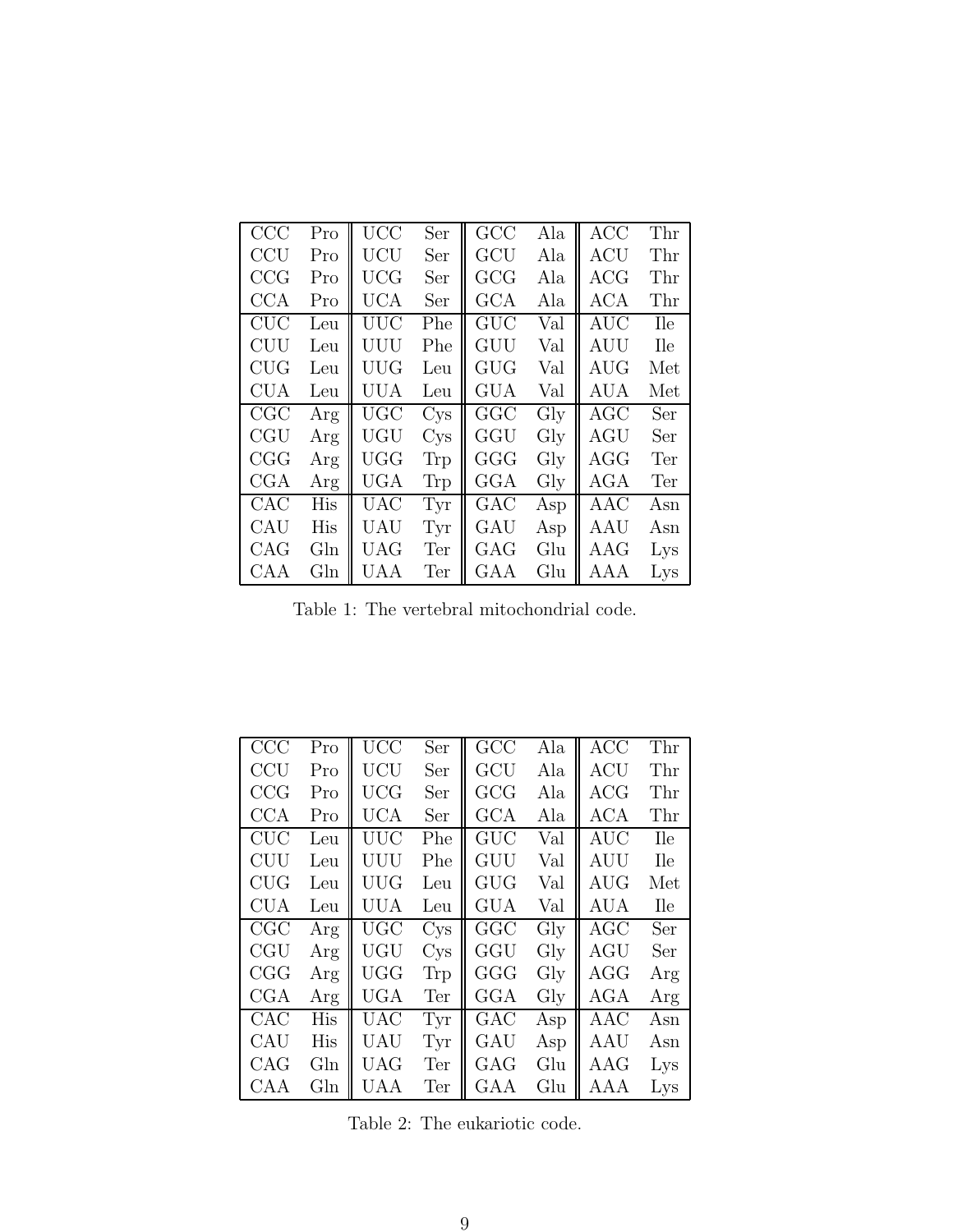| | | | | | | | |
|---|---|---|---|---|---|---|---|
| CCC | Pro | UCC | Ser | GCC | Ala | ACC | Thr |
| CCU | Pro | UCU | Ser | GCU | Ala | ACU | Thr |
| CCG | Pro | UCG | Ser | GCG | Ala | ACG | Thr |
| CCA | Pro | UCA | Ser | GCA | Ala | ACA | Thr |
| CUC | Leu | UUC | Phe | GUC | Val | AUC | Ile |
| CUU | Leu | UUU | Phe | GUU | Val | AUU | Ile |
| CUG | Leu | UUG | Leu | GUG | Val | AUG | Met |
| CUA | Leu | UUA | Leu | GUA | Val | AUA | Met |
| CGC | Arg | UGC | Cys | GGC | Gly | AGC | Ser |
| CGU | Arg | UGU | Cys | GGU | Gly | AGU | Ser |
| CGG | Arg | UGG | Trp | GGG | Gly | AGG | Ter |
| CGA | Arg | UGA | Trp | GGA | Gly | AGA | Ter |
| CAC | His | UAC | Tyr | GAC | Asp | AAC | Asn |
| CAU | His | UAU | Tyr | GAU | Asp | AAU | Asn |
| CAG | Gln | UAG | Ter | GAG | Glu | AAG | Lys |
| CAA | Gln | UAA | Ter | GAA | Glu | AAA | Lys |

Table 1: The vertebral mitochondrial code.

| | | | | | | | |
|---|---|---|---|---|---|---|---|
| CCC | Pro | UCC | Ser | GCC | Ala | ACC | Thr |
| CCU | Pro | UCU | Ser | GCU | Ala | ACU | Thr |
| CCG | Pro | UCG | Ser | GCG | Ala | ACG | Thr |
| CCA | Pro | UCA | Ser | GCA | Ala | ACA | Thr |
| CUC | Leu | UUC | Phe | GUC | Val | AUC | Ile |
| CUU | Leu | UUU | Phe | GUU | Val | AUU | Ile |
| CUG | Leu | UUG | Leu | GUG | Val | AUG | Met |
| CUA | Leu | UUA | Leu | GUA | Val | AUA | Ile |
| CGC | Arg | UGC | Cys | GGC | Gly | AGC | Ser |
| CGU | Arg | UGU | Cys | GGU | Gly | AGU | Ser |
| CGG | Arg | UGG | Trp | GGG | Gly | AGG | Arg |
| CGA | Arg | UGA | Ter | GGA | Gly | AGA | Arg |
| CAC | His | UAC | Tyr | GAC | Asp | AAC | Asn |
| CAU | His | UAU | Tyr | GAU | Asp | AAU | Asn |
| CAG | Gln | UAG | Ter | GAG | Glu | AAG | Lys |
| CAA | Gln | UAA | Ter | GAA | Glu | AAA | Lys |

Table 2: The eukariotic code.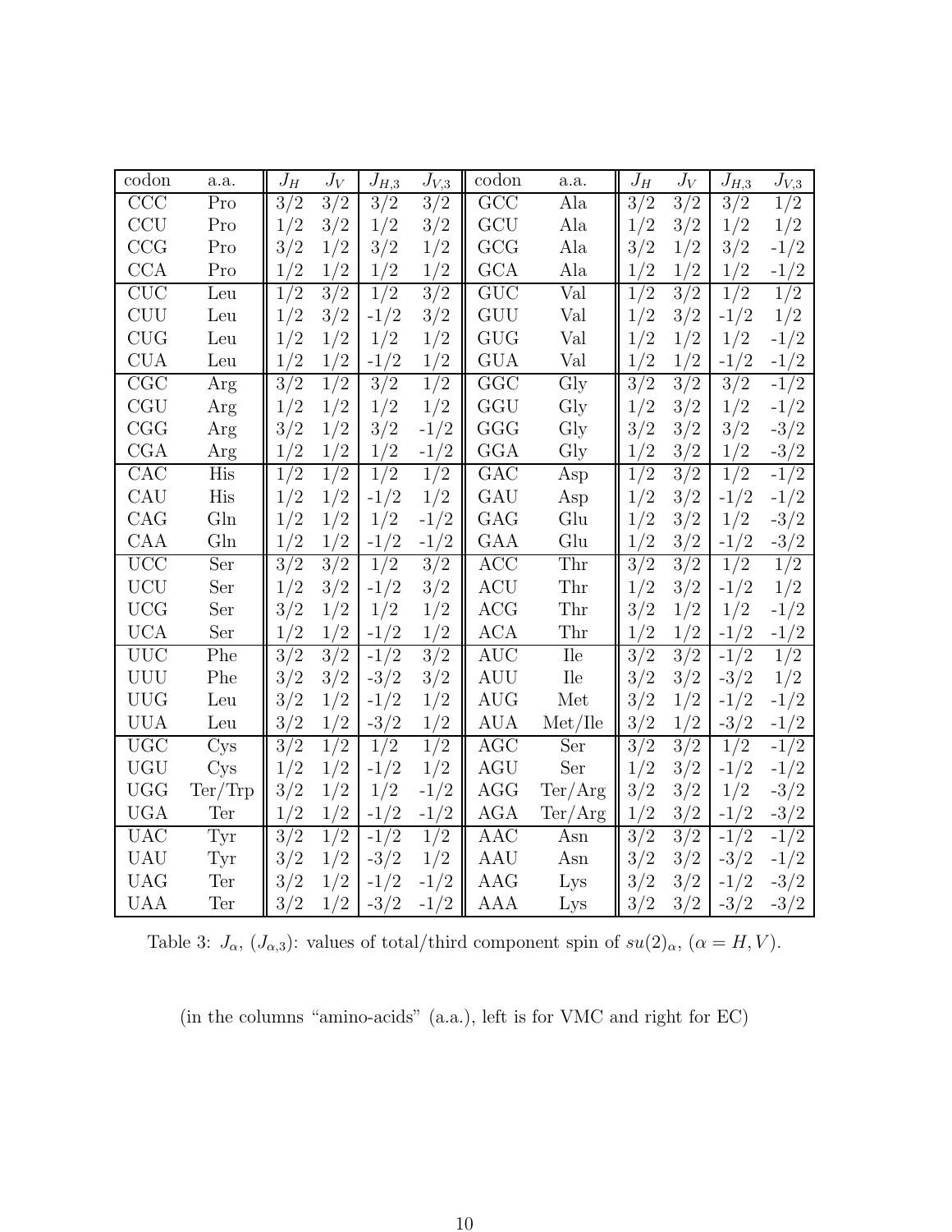| codon | a.a. | $J_H$ | $J_V$ | $J_{H,3}$ | $J_{V,3}$ | codon | a.a. | $J_H$ | $J_V$ | $J_{H,3}$ | $J_{V,3}$ |
|---|---|---|---|---|---|---|---|---|---|---|---|
| CCC | Pro | 3/2 | 3/2 | 3/2 | 3/2 | GCC | Ala | 3/2 | 3/2 | 3/2 | 1/2 |
| CCU | Pro | 1/2 | 3/2 | 1/2 | 3/2 | GCU | Ala | 1/2 | 3/2 | 1/2 | 1/2 |
| CCG | Pro | 3/2 | 1/2 | 3/2 | 1/2 | GCG | Ala | 3/2 | 1/2 | 3/2 | -1/2 |
| CCA | Pro | 1/2 | 1/2 | 1/2 | 1/2 | GCA | Ala | 1/2 | 1/2 | 1/2 | -1/2 |
| CUC | Leu | 1/2 | 3/2 | 1/2 | 3/2 | GUC | Val | 1/2 | 3/2 | 1/2 | 1/2 |
| CUU | Leu | 1/2 | 3/2 | -1/2 | 3/2 | GUU | Val | 1/2 | 3/2 | -1/2 | 1/2 |
| CUG | Leu | 1/2 | 1/2 | 1/2 | 1/2 | GUG | Val | 1/2 | 1/2 | 1/2 | -1/2 |
| CUA | Leu | 1/2 | 1/2 | -1/2 | 1/2 | GUA | Val | 1/2 | 1/2 | -1/2 | -1/2 |
| CGC | Arg | 3/2 | 1/2 | 3/2 | 1/2 | GGC | Gly | 3/2 | 3/2 | 3/2 | -1/2 |
| CGU | Arg | 1/2 | 1/2 | 1/2 | 1/2 | GGU | Gly | 1/2 | 3/2 | 1/2 | -1/2 |
| CGG | Arg | 3/2 | 1/2 | 3/2 | -1/2 | GGG | Gly | 3/2 | 3/2 | 3/2 | -3/2 |
| CGA | Arg | 1/2 | 1/2 | 1/2 | -1/2 | GGA | Gly | 1/2 | 3/2 | 1/2 | -3/2 |
| CAC | His | 1/2 | 1/2 | 1/2 | 1/2 | GAC | Asp | 1/2 | 3/2 | 1/2 | -1/2 |
| CAU | His | 1/2 | 1/2 | -1/2 | 1/2 | GAU | Asp | 1/2 | 3/2 | -1/2 | -1/2 |
| CAG | Gln | 1/2 | 1/2 | 1/2 | -1/2 | GAG | Glu | 1/2 | 3/2 | 1/2 | -3/2 |
| CAA | Gln | 1/2 | 1/2 | -1/2 | -1/2 | GAA | Glu | 1/2 | 3/2 | -1/2 | -3/2 |
| UCC | Ser | 3/2 | 3/2 | 1/2 | 3/2 | ACC | Thr | 3/2 | 3/2 | 1/2 | 1/2 |
| UCU | Ser | 1/2 | 3/2 | -1/2 | 3/2 | ACU | Thr | 1/2 | 3/2 | -1/2 | 1/2 |
| UCG | Ser | 3/2 | 1/2 | 1/2 | 1/2 | ACG | Thr | 3/2 | 1/2 | 1/2 | -1/2 |
| UCA | Ser | 1/2 | 1/2 | -1/2 | 1/2 | ACA | Thr | 1/2 | 1/2 | -1/2 | -1/2 |
| UUC | Phe | 3/2 | 3/2 | -1/2 | 3/2 | AUC | Ile | 3/2 | 3/2 | -1/2 | 1/2 |
| UUU | Phe | 3/2 | 3/2 | -3/2 | 3/2 | AUU | Ile | 3/2 | 3/2 | -3/2 | 1/2 |
| UUG | Leu | 3/2 | 1/2 | -1/2 | 1/2 | AUG | Met | 3/2 | 1/2 | -1/2 | -1/2 |
| UUA | Leu | 3/2 | 1/2 | -3/2 | 1/2 | AUA | Met/Ile | 3/2 | 1/2 | -3/2 | -1/2 |
| UGC | Cys | 3/2 | 1/2 | 1/2 | 1/2 | AGC | Ser | 3/2 | 3/2 | 1/2 | -1/2 |
| UGU | Cys | 1/2 | 1/2 | -1/2 | 1/2 | AGU | Ser | 1/2 | 3/2 | -1/2 | -1/2 |
| UGG | Ter/Trp | 3/2 | 1/2 | 1/2 | -1/2 | AGG | Ter/Arg | 3/2 | 3/2 | 1/2 | -3/2 |
| UGA | Ter | 1/2 | 1/2 | -1/2 | -1/2 | AGA | Ter/Arg | 1/2 | 3/2 | -1/2 | -3/2 |
| UAC | Tyr | 3/2 | 1/2 | -1/2 | 1/2 | AAC | Asn | 3/2 | 3/2 | -1/2 | -1/2 |
| UAU | Tyr | 3/2 | 1/2 | -3/2 | 1/2 | AAU | Asn | 3/2 | 3/2 | -3/2 | -1/2 |
| UAG | Ter | 3/2 | 1/2 | -1/2 | -1/2 | AAG | Lys | 3/2 | 3/2 | -1/2 | -3/2 |
| UAA | Ter | 3/2 | 1/2 | -3/2 | -1/2 | AAA | Lys | 3/2 | 3/2 | -3/2 | -3/2 |

Table 3: $J_\alpha$, ($J_{\alpha,3}$): values of total/third component spin of $su(2)_\alpha$, ($\alpha = H, V$).

(in the columns "amino-acids" (a.a.), left is for VMC and right for EC)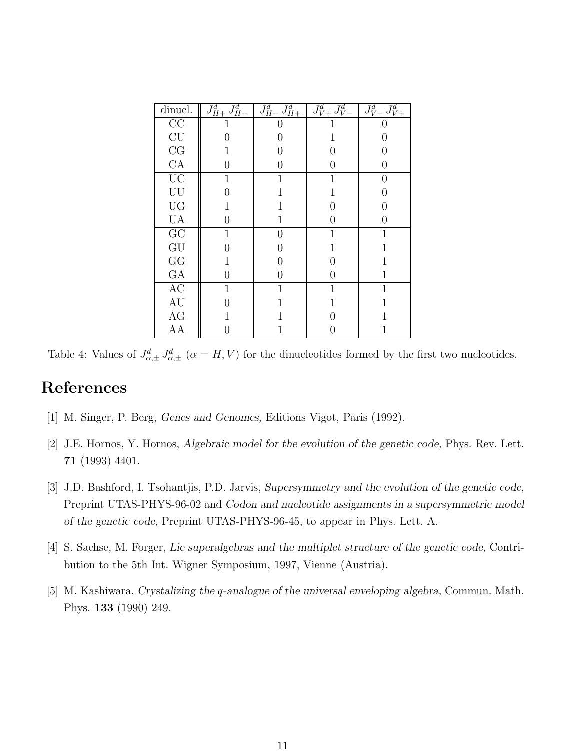| dinucl. | $J^d_{H+}\,J^d_{H-}$ | $J^d_{H-}\,J^d_{H+}$ | $J^d_{V+}\,J^d_{V-}$ | $J^d_{V-}\,J^d_{V+}$ |
|---|---|---|---|---|
| CC | 1 | 0 | 1 | 0 |
| CU | 0 | 0 | 1 | 0 |
| CG | 1 | 0 | 0 | 0 |
| CA | 0 | 0 | 0 | 0 |
| UC | 1 | 1 | 1 | 0 |
| UU | 0 | 1 | 1 | 0 |
| UG | 1 | 1 | 0 | 0 |
| UA | 0 | 1 | 0 | 0 |
| GC | 1 | 0 | 1 | 1 |
| GU | 0 | 0 | 1 | 1 |
| GG | 1 | 0 | 0 | 1 |
| GA | 0 | 0 | 0 | 1 |
| AC | 1 | 1 | 1 | 1 |
| AU | 0 | 1 | 1 | 1 |
| AG | 1 | 1 | 0 | 1 |
| AA | 0 | 1 | 0 | 1 |

Table 4: Values of $J^d_{\alpha,\pm}\,J^d_{\alpha,\pm}$ ($\alpha = H, V$) for the dinucleotides formed by the first two nucleotides.

# References

[1] M. Singer, P. Berg, *Genes and Genomes*, Editions Vigot, Paris (1992).

[2] J.E. Hornos, Y. Hornos, *Algebraic model for the evolution of the genetic code*, Phys. Rev. Lett. **71** (1993) 4401.

[3] J.D. Bashford, I. Tsohantjis, P.D. Jarvis, *Supersymmetry and the evolution of the genetic code*, Preprint UTAS-PHYS-96-02 and *Codon and nucleotide assignments in a supersymmetric model of the genetic code*, Preprint UTAS-PHYS-96-45, to appear in Phys. Lett. A.

[4] S. Sachse, M. Forger, *Lie superalgebras and the multiplet structure of the genetic code*, Contribution to the 5th Int. Wigner Symposium, 1997, Vienne (Austria).

[5] M. Kashiwara, *Crystalizing the q-analogue of the universal enveloping algebra*, Commun. Math. Phys. **133** (1990) 249.